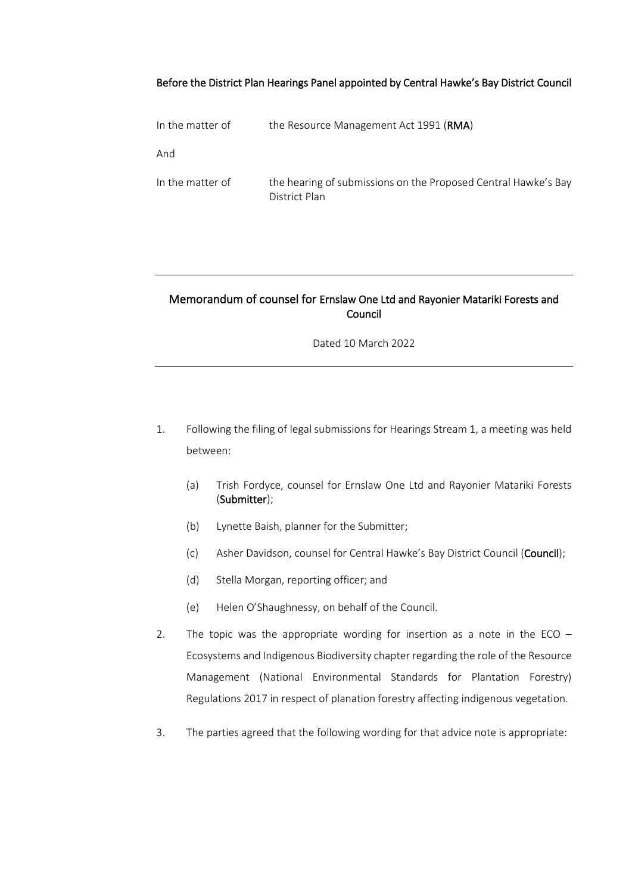**Before the District Plan Hearings Panel appointed by Central Hawke's Bay District Council**

| | |
|---|---|
| In the matter of | the Resource Management Act 1991 (**RMA**) |
| And | |
| In the matter of | the hearing of submissions on the Proposed Central Hawke's Bay District Plan |

---

## Memorandum of counsel for Ernslaw One Ltd and Rayonier Matariki Forests and Council

Dated 10 March 2022

---

1. Following the filing of legal submissions for Hearings Stream 1, a meeting was held between:

   (a) Trish Fordyce, counsel for Ernslaw One Ltd and Rayonier Matariki Forests (**Submitter**);

   (b) Lynette Baish, planner for the Submitter;

   (c) Asher Davidson, counsel for Central Hawke's Bay District Council (**Council**);

   (d) Stella Morgan, reporting officer; and

   (e) Helen O'Shaughnessy, on behalf of the Council.

2. The topic was the appropriate wording for insertion as a note in the ECO – Ecosystems and Indigenous Biodiversity chapter regarding the role of the Resource Management (National Environmental Standards for Plantation Forestry) Regulations 2017 in respect of planation forestry affecting indigenous vegetation.

3. The parties agreed that the following wording for that advice note is appropriate: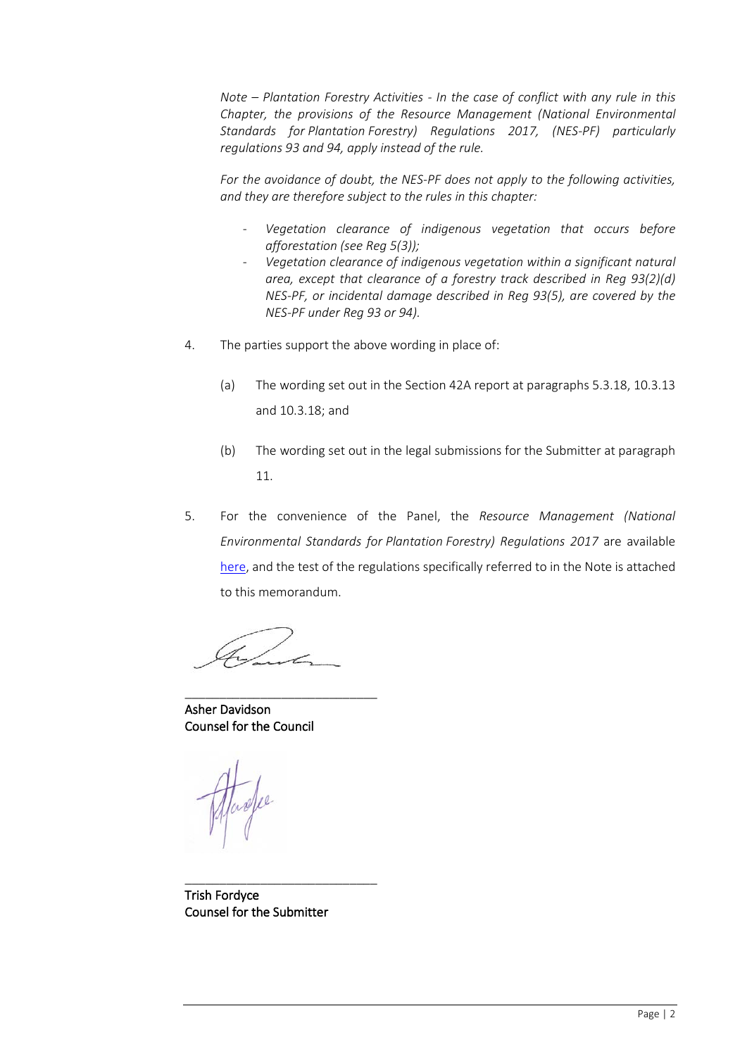*Note – Plantation Forestry Activities - In the case of conflict with any rule in this Chapter, the provisions of the Resource Management (National Environmental Standards for Plantation Forestry) Regulations 2017, (NES-PF) particularly regulations 93 and 94, apply instead of the rule.*

*For the avoidance of doubt, the NES-PF does not apply to the following activities, and they are therefore subject to the rules in this chapter:*

- *Vegetation clearance of indigenous vegetation that occurs before afforestation (see Reg 5(3));*
- *Vegetation clearance of indigenous vegetation within a significant natural area, except that clearance of a forestry track described in Reg 93(2)(d) NES-PF, or incidental damage described in Reg 93(5), are covered by the NES-PF under Reg 93 or 94).*

4. The parties support the above wording in place of:

   (a) The wording set out in the Section 42A report at paragraphs 5.3.18, 10.3.13 and 10.3.18; and

   (b) The wording set out in the legal submissions for the Submitter at paragraph 11.

5. For the convenience of the Panel, the *Resource Management (National Environmental Standards for Plantation Forestry) Regulations 2017* are available here, and the test of the regulations specifically referred to in the Note is attached to this memorandum.

\_\_\_\_\_\_\_\_\_\_\_\_\_\_\_\_\_\_\_\_\_\_\_\_\_\_\_\_

**Asher Davidson**
**Counsel for the Council**

\_\_\_\_\_\_\_\_\_\_\_\_\_\_\_\_\_\_\_\_\_\_\_\_\_\_\_\_

**Trish Fordyce**
**Counsel for the Submitter**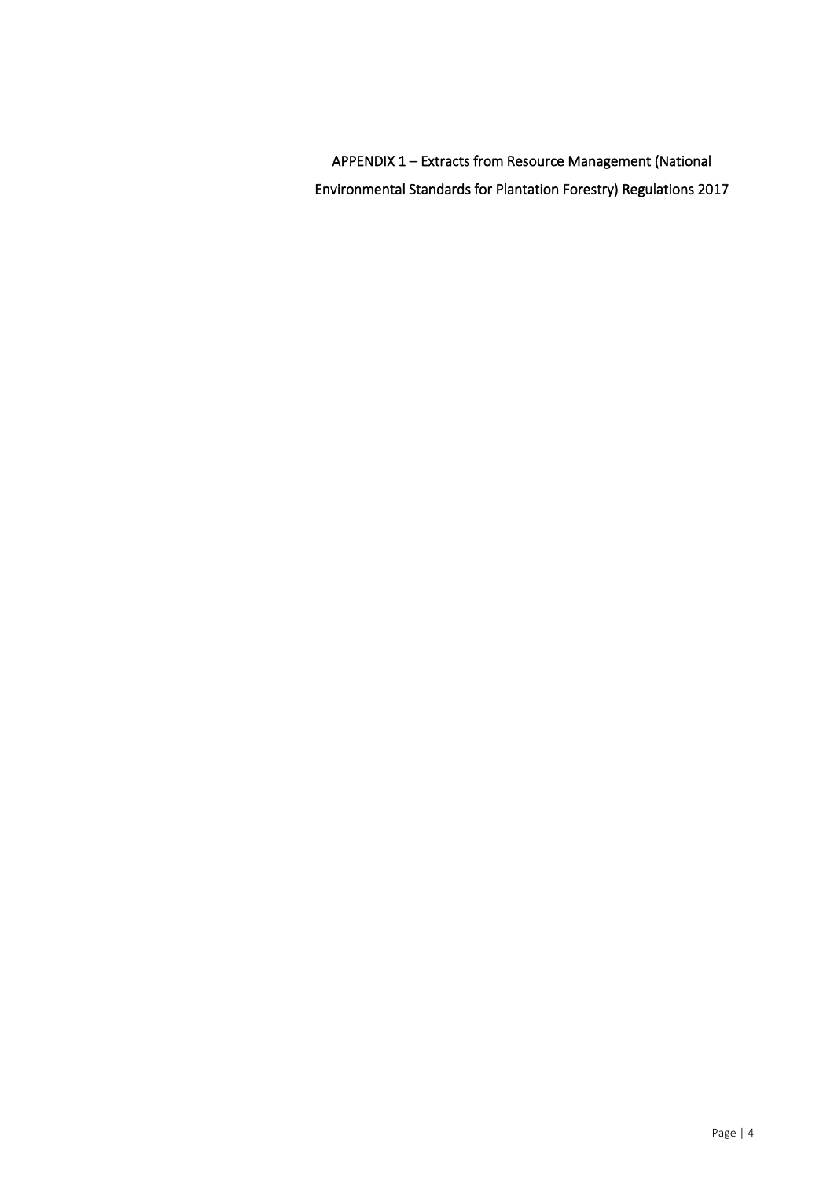# APPENDIX 1 – Extracts from Resource Management (National Environmental Standards for Plantation Forestry) Regulations 2017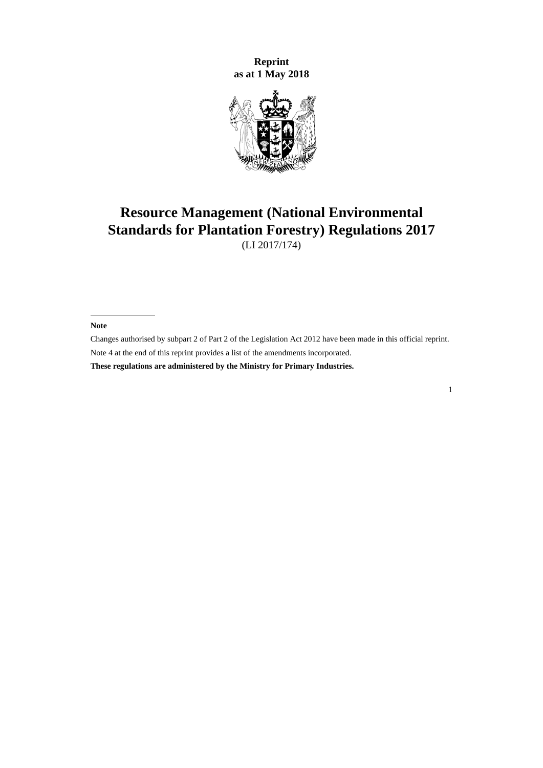**Reprint as at 1 May 2018**

# Resource Management (National Environmental Standards for Plantation Forestry) Regulations 2017

(LI 2017/174)

**Note**

Changes authorised by subpart 2 of Part 2 of the Legislation Act 2012 have been made in this official reprint.

Note 4 at the end of this reprint provides a list of the amendments incorporated.

**These regulations are administered by the Ministry for Primary Industries.**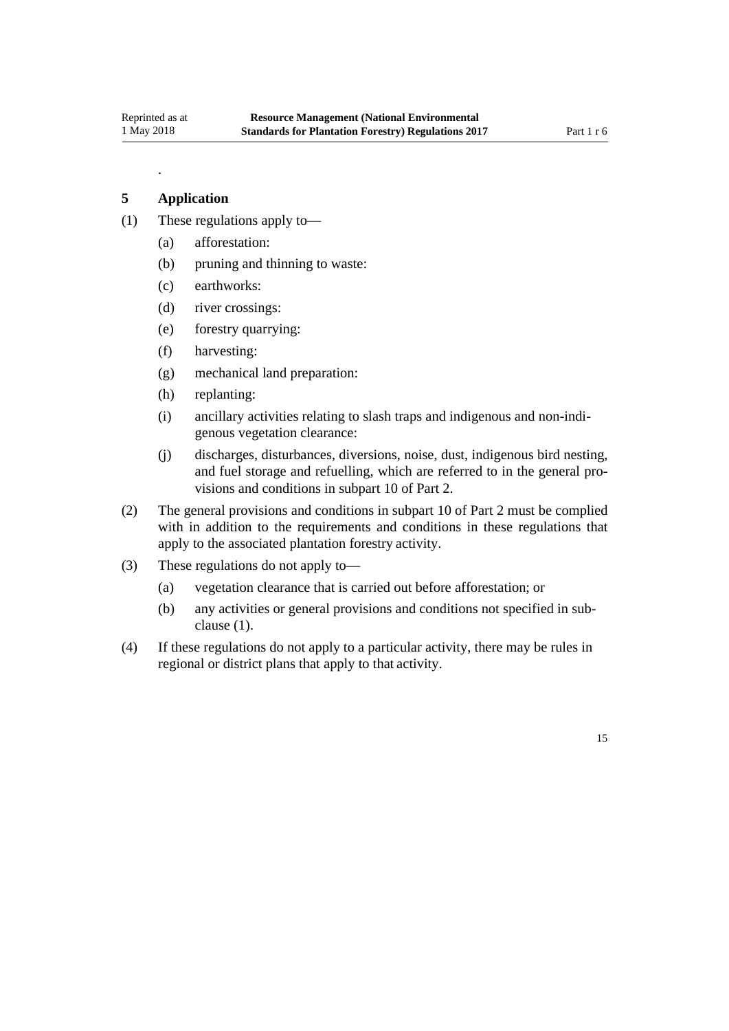.

## 5 Application

(1) These regulations apply to—

- (a) afforestation:
- (b) pruning and thinning to waste:
- (c) earthworks:
- (d) river crossings:
- (e) forestry quarrying:
- (f) harvesting:
- (g) mechanical land preparation:
- (h) replanting:
- (i) ancillary activities relating to slash traps and indigenous and non-indigenous vegetation clearance:
- (j) discharges, disturbances, diversions, noise, dust, indigenous bird nesting, and fuel storage and refuelling, which are referred to in the general provisions and conditions in subpart 10 of Part 2.

(2) The general provisions and conditions in subpart 10 of Part 2 must be complied with in addition to the requirements and conditions in these regulations that apply to the associated plantation forestry activity.

(3) These regulations do not apply to—

- (a) vegetation clearance that is carried out before afforestation; or
- (b) any activities or general provisions and conditions not specified in subclause (1).

(4) If these regulations do not apply to a particular activity, there may be rules in regional or district plans that apply to that activity.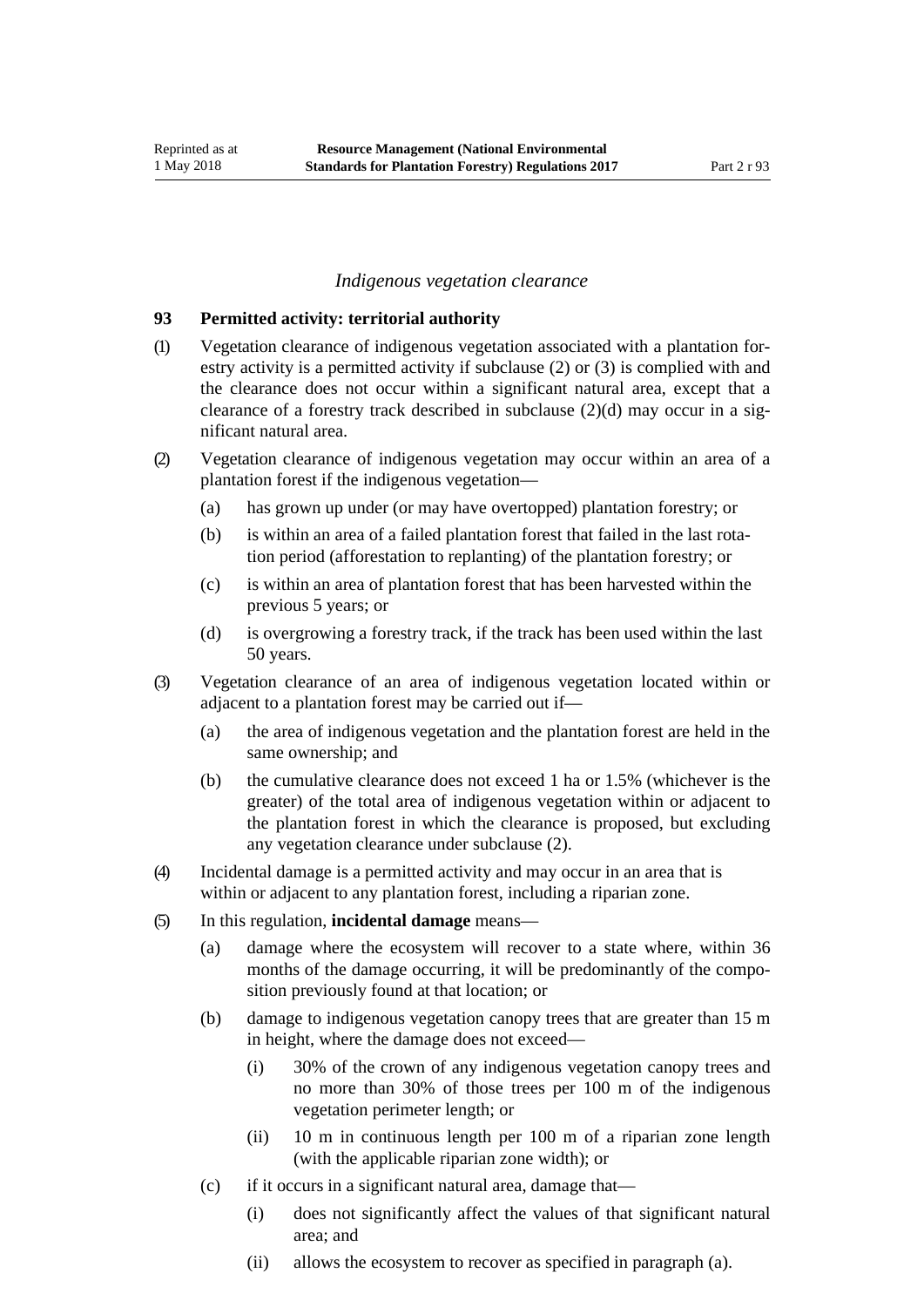*Indigenous vegetation clearance*

### 93 Permitted activity: territorial authority

(1) Vegetation clearance of indigenous vegetation associated with a plantation forestry activity is a permitted activity if subclause (2) or (3) is complied with and the clearance does not occur within a significant natural area, except that a clearance of a forestry track described in subclause (2)(d) may occur in a significant natural area.

(2) Vegetation clearance of indigenous vegetation may occur within an area of a plantation forest if the indigenous vegetation—

- (a) has grown up under (or may have overtopped) plantation forestry; or
- (b) is within an area of a failed plantation forest that failed in the last rotation period (afforestation to replanting) of the plantation forestry; or
- (c) is within an area of plantation forest that has been harvested within the previous 5 years; or
- (d) is overgrowing a forestry track, if the track has been used within the last 50 years.

(3) Vegetation clearance of an area of indigenous vegetation located within or adjacent to a plantation forest may be carried out if—

- (a) the area of indigenous vegetation and the plantation forest are held in the same ownership; and
- (b) the cumulative clearance does not exceed 1 ha or 1.5% (whichever is the greater) of the total area of indigenous vegetation within or adjacent to the plantation forest in which the clearance is proposed, but excluding any vegetation clearance under subclause (2).

(4) Incidental damage is a permitted activity and may occur in an area that is within or adjacent to any plantation forest, including a riparian zone.

(5) In this regulation, **incidental damage** means—

- (a) damage where the ecosystem will recover to a state where, within 36 months of the damage occurring, it will be predominantly of the composition previously found at that location; or
- (b) damage to indigenous vegetation canopy trees that are greater than 15 m in height, where the damage does not exceed—
  - (i) 30% of the crown of any indigenous vegetation canopy trees and no more than 30% of those trees per 100 m of the indigenous vegetation perimeter length; or
  - (ii) 10 m in continuous length per 100 m of a riparian zone length (with the applicable riparian zone width); or
- (c) if it occurs in a significant natural area, damage that—
  - (i) does not significantly affect the values of that significant natural area; and
  - (ii) allows the ecosystem to recover as specified in paragraph (a).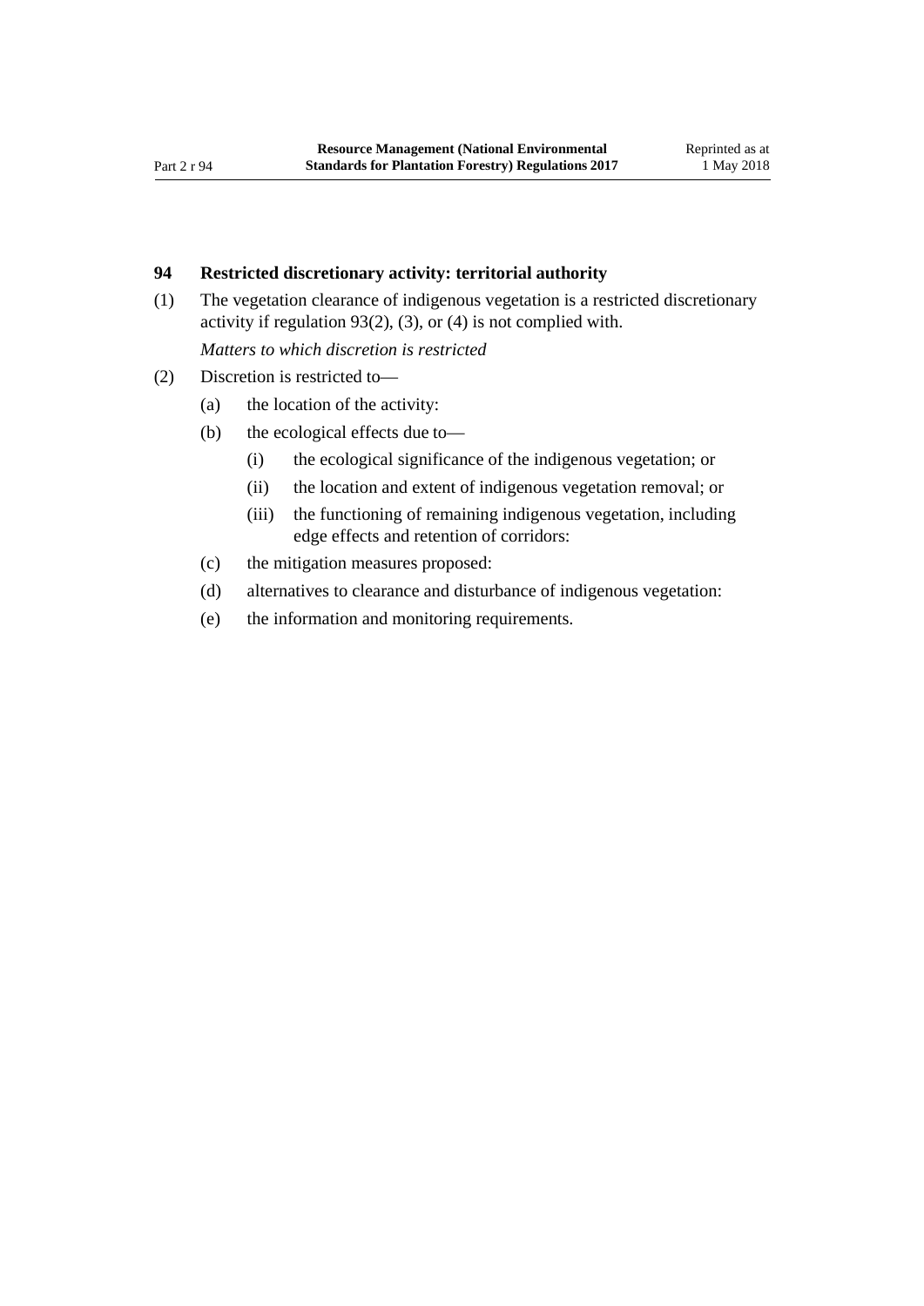## 94 Restricted discretionary activity: territorial authority

(1) The vegetation clearance of indigenous vegetation is a restricted discretionary activity if regulation 93(2), (3), or (4) is not complied with.

*Matters to which discretion is restricted*

(2) Discretion is restricted to—

- (a) the location of the activity:
- (b) the ecological effects due to—
  - (i) the ecological significance of the indigenous vegetation; or
  - (ii) the location and extent of indigenous vegetation removal; or
  - (iii) the functioning of remaining indigenous vegetation, including edge effects and retention of corridors:
- (c) the mitigation measures proposed:
- (d) alternatives to clearance and disturbance of indigenous vegetation:
- (e) the information and monitoring requirements.